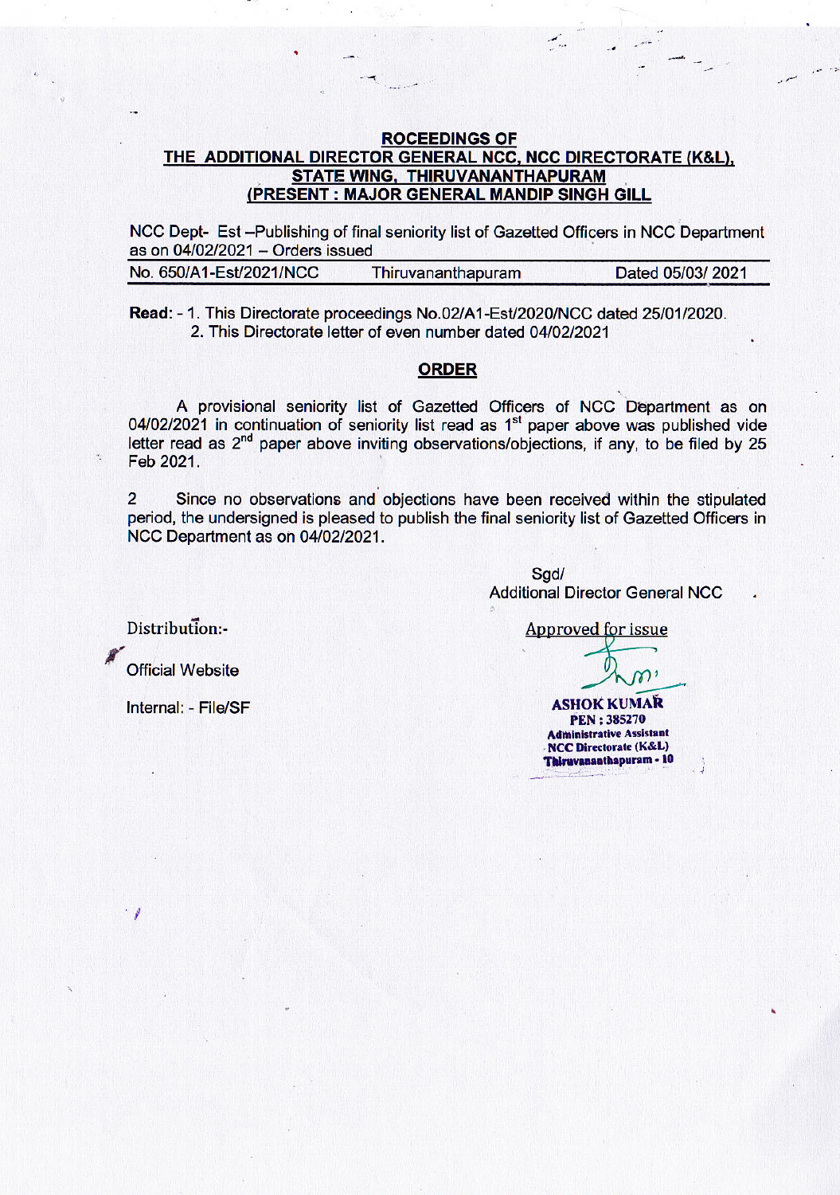**ROCEEDINGS OF**
**THE ADDITIONAL DIRECTOR GENERAL NCC, NCC DIRECTORATE (K&L), STATE WING, THIRUVANANTHAPURAM**
**(PRESENT : MAJOR GENERAL MANDIP SINGH GILL**

NCC Dept- Est –Publishing of final seniority list of Gazetted Officers in NCC Department as on 04/02/2021 – Orders issued

| No. 650/A1-Est/2021/NCC | Thiruvananthapuram | Dated 05/03/ 2021 |
|---|---|---|

**Read:** - 1. This Directorate proceedings No.02/A1-Est/2020/NCC dated 25/01/2020.
2. This Directorate letter of even number dated 04/02/2021

## ORDER

A provisional seniority list of Gazetted Officers of NCC Department as on 04/02/2021 in continuation of seniority list read as 1st paper above was published vide letter read as 2nd paper above inviting observations/objections, if any, to be filed by 25 Feb 2021.

2 Since no observations and objections have been received within the stipulated period, the undersigned is pleased to publish the final seniority list of Gazetted Officers in NCC Department as on 04/02/2021.

Sgd/
Additional Director General NCC

Approved for issue

ASHOK KUMAR
PEN : 385270
Administrative Assistant
NCC Directorate (K&L)
Thiruvananthapuram - 10

Distribution:-

Official Website

Internal: - File/SF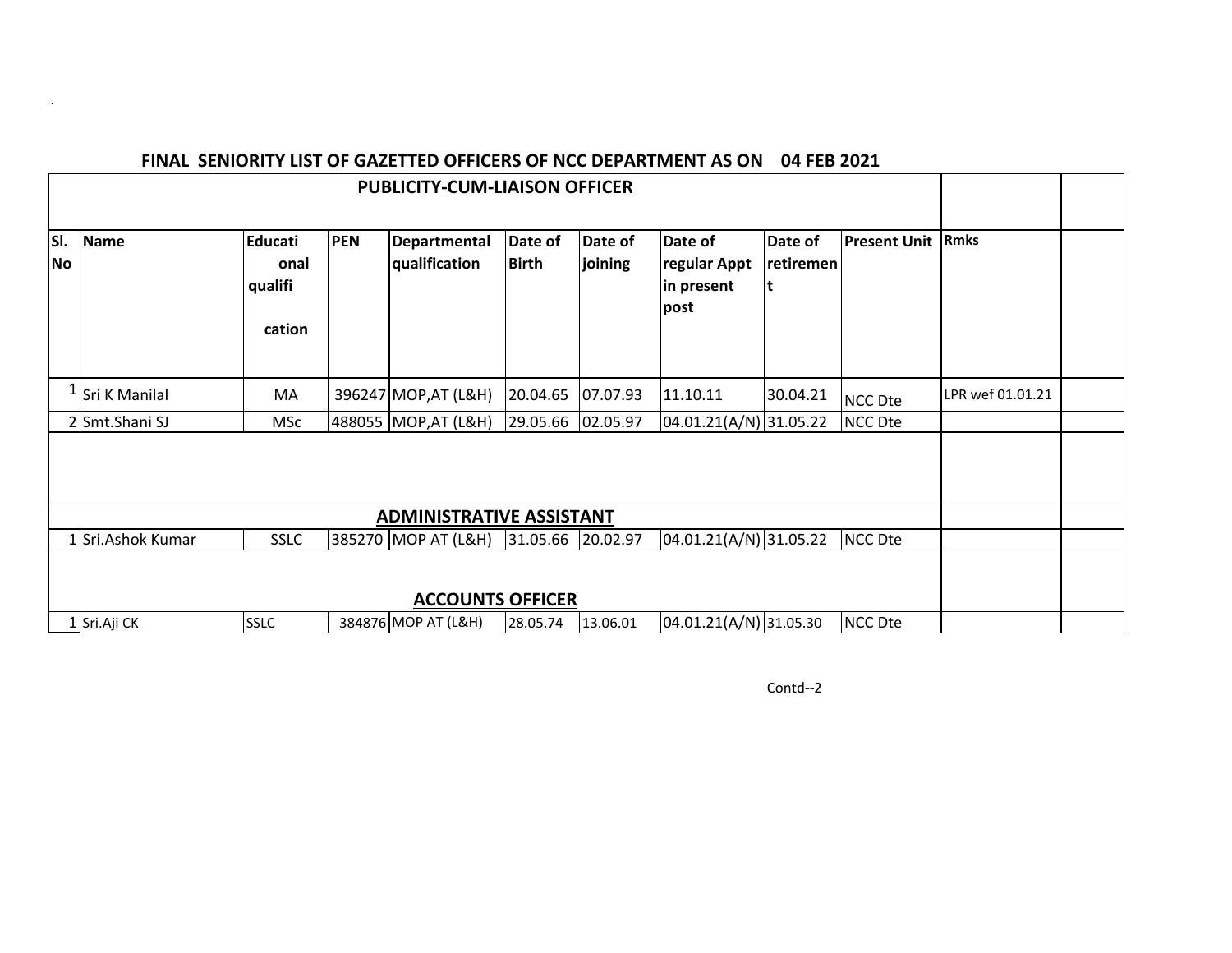## FINAL SENIORITY LIST OF GAZETTED OFFICERS OF NCC DEPARTMENT AS ON 04 FEB 2021

### PUBLICITY-CUM-LIAISON OFFICER

| Sl. No | Name | Educational qualification | PEN | Departmental qualification | Date of Birth | Date of joining | Date of regular Appt in present post | Date of retirement | Present Unit | Rmks |
|---|---|---|---|---|---|---|---|---|---|---|
| 1 | Sri K Manilal | MA | 396247 | MOP,AT (L&H) | 20.04.65 | 07.07.93 | 11.10.11 | 30.04.21 | NCC Dte | LPR wef 01.01.21 |
| 2 | Smt.Shani SJ | MSc | 488055 | MOP,AT (L&H) | 29.05.66 | 02.05.97 | 04.01.21(A/N) | 31.05.22 | NCC Dte | |

### ADMINISTRATIVE ASSISTANT

| Sl. No | Name | Educational qualification | PEN | Departmental qualification | Date of Birth | Date of joining | Date of regular Appt in present post | Date of retirement | Present Unit | Rmks |
|---|---|---|---|---|---|---|---|---|---|---|
| 1 | Sri.Ashok Kumar | SSLC | 385270 | MOP AT (L&H) | 31.05.66 | 20.02.97 | 04.01.21(A/N) | 31.05.22 | NCC Dte | |

### ACCOUNTS OFFICER

| Sl. No | Name | Educational qualification | PEN | Departmental qualification | Date of Birth | Date of joining | Date of regular Appt in present post | Date of retirement | Present Unit | Rmks |
|---|---|---|---|---|---|---|---|---|---|---|
| 1 | Sri.Aji CK | SSLC | 384876 | MOP AT (L&H) | 28.05.74 | 13.06.01 | 04.01.21(A/N) | 31.05.30 | NCC Dte | |

Contd--2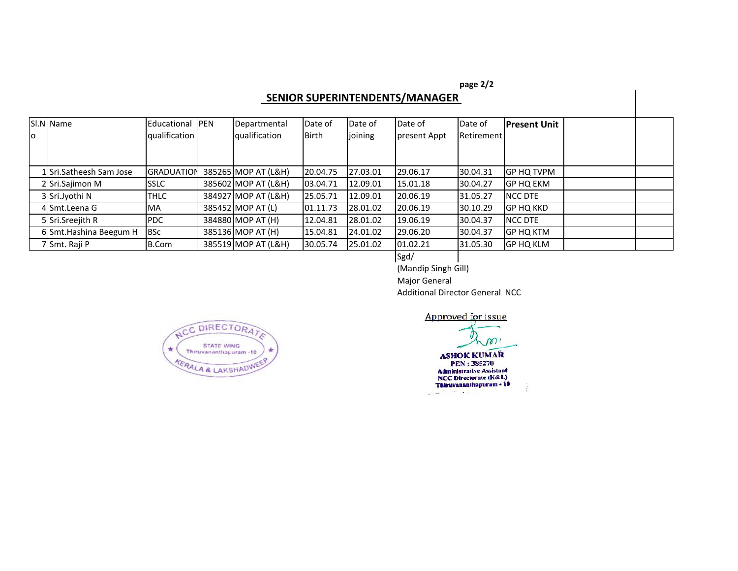## SENIOR SUPERINTENDENTS/MANAGER

| Sl.No | Name | Educational qualification | PEN | Departmental qualification | Date of Birth | Date of joining | Date of present Appt | Date of Retirement | **Present Unit** | | |
|---|---|---|---|---|---|---|---|---|---|---|---|
| 1 | Sri.Satheesh Sam Jose | GRADUATION | 385265 | MOP AT (L&H) | 20.04.75 | 27.03.01 | 29.06.17 | 30.04.31 | GP HQ TVPM | | |
| 2 | Sri.Sajimon M | SSLC | 385602 | MOP AT (L&H) | 03.04.71 | 12.09.01 | 15.01.18 | 30.04.27 | GP HQ EKM | | |
| 3 | Sri.Jyothi N | THLC | 384927 | MOP AT (L&H) | 25.05.71 | 12.09.01 | 20.06.19 | 31.05.27 | NCC DTE | | |
| 4 | Smt.Leena G | MA | 385452 | MOP AT (L) | 01.11.73 | 28.01.02 | 20.06.19 | 30.10.29 | GP HQ KKD | | |
| 5 | Sri.Sreejith R | PDC | 384880 | MOP AT (H) | 12.04.81 | 28.01.02 | 19.06.19 | 30.04.37 | NCC DTE | | |
| 6 | Smt.Hashina Beegum H | BSc | 385136 | MOP AT (H) | 15.04.81 | 24.01.02 | 29.06.20 | 30.04.37 | GP HQ KTM | | |
| 7 | Smt. Raji P | B.Com | 385519 | MOP AT (L&H) | 30.05.74 | 25.01.02 | 01.02.21 | 31.05.30 | GP HQ KLM | | |

Sgd/
(Mandip Singh Gill)
Major General
Additional Director General NCC

NCC DIRECTORATE
STATE WING
Thiruvananthapuram -10
KERALA & LAKSHADWEEP

Approved for issue

ASHOK KUMAR
PEN : 385270
Administrative Assistant
NCC Directorate (K&L)
Thiruvananthapuram - 10